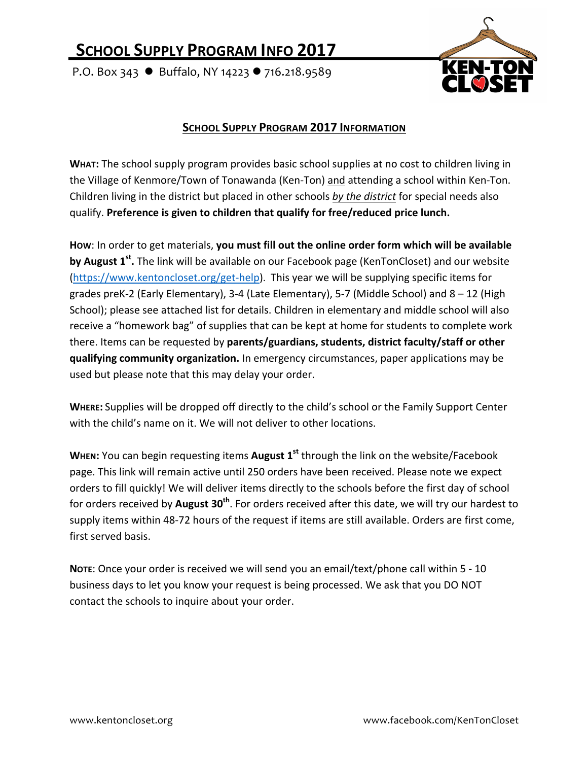# SCHOOL SUPPLY PROGRAM INFO 2017

P.O. Box 343 ● Buffalo, NY 14223 ● 716.218.9589

## SCHOOL SUPPLY PROGRAM 2017 INFORMATION

**WHAT:** The school supply program provides basic school supplies at no cost to children living in the Village of Kenmore/Town of Tonawanda (Ken-Ton) and attending a school within Ken-Ton. Children living in the district but placed in other schools *by the district* for special needs also qualify. **Preference is given to children that qualify for free/reduced price lunch.**

**HOW**: In order to get materials, **you must fill out the online order form which will be available by August 1st.** The link will be available on our Facebook page (KenTonCloset) and our website (https://www.kentoncloset.org/get-help). This year we will be supplying specific items for grades preK-2 (Early Elementary), 3-4 (Late Elementary), 5-7 (Middle School) and 8 – 12 (High School); please see attached list for details. Children in elementary and middle school will also receive a "homework bag" of supplies that can be kept at home for students to complete work there. Items can be requested by **parents/guardians, students, district faculty/staff or other qualifying community organization.** In emergency circumstances, paper applications may be used but please note that this may delay your order.

**WHERE:** Supplies will be dropped off directly to the child's school or the Family Support Center with the child's name on it. We will not deliver to other locations.

**WHEN:** You can begin requesting items **August 1st** through the link on the website/Facebook page. This link will remain active until 250 orders have been received. Please note we expect orders to fill quickly! We will deliver items directly to the schools before the first day of school for orders received by **August 30th**. For orders received after this date, we will try our hardest to supply items within 48-72 hours of the request if items are still available. Orders are first come, first served basis.

**NOTE**: Once your order is received we will send you an email/text/phone call within 5 - 10 business days to let you know your request is being processed. We ask that you DO NOT contact the schools to inquire about your order.

www.kentoncloset.org www.facebook.com/KenTonCloset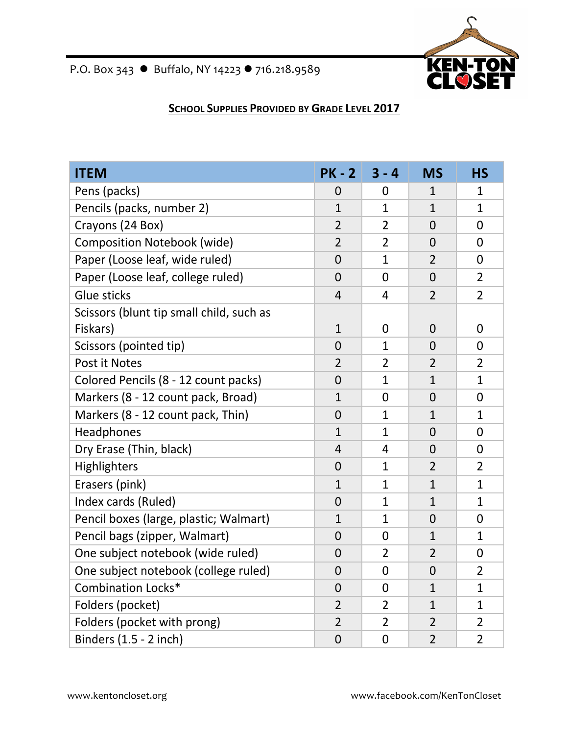P.O. Box 343 ● Buffalo, NY 14223 ● 716.218.9589

KEN-TON CLOSET

## School Supplies Provided by Grade Level 2017

| ITEM | PK - 2 | 3 - 4 | MS | HS |
|---|---|---|---|---|
| Pens (packs) | 0 | 0 | 1 | 1 |
| Pencils (packs, number 2) | 1 | 1 | 1 | 1 |
| Crayons (24 Box) | 2 | 2 | 0 | 0 |
| Composition Notebook (wide) | 2 | 2 | 0 | 0 |
| Paper (Loose leaf, wide ruled) | 0 | 1 | 2 | 0 |
| Paper (Loose leaf, college ruled) | 0 | 0 | 0 | 2 |
| Glue sticks | 4 | 4 | 2 | 2 |
| Scissors (blunt tip small child, such as Fiskars) | 1 | 0 | 0 | 0 |
| Scissors (pointed tip) | 0 | 1 | 0 | 0 |
| Post it Notes | 2 | 2 | 2 | 2 |
| Colored Pencils (8 - 12 count packs) | 0 | 1 | 1 | 1 |
| Markers (8 - 12 count pack, Broad) | 1 | 0 | 0 | 0 |
| Markers (8 - 12 count pack, Thin) | 0 | 1 | 1 | 1 |
| Headphones | 1 | 1 | 0 | 0 |
| Dry Erase (Thin, black) | 4 | 4 | 0 | 0 |
| Highlighters | 0 | 1 | 2 | 2 |
| Erasers (pink) | 1 | 1 | 1 | 1 |
| Index cards (Ruled) | 0 | 1 | 1 | 1 |
| Pencil boxes (large, plastic; Walmart) | 1 | 1 | 0 | 0 |
| Pencil bags (zipper, Walmart) | 0 | 0 | 1 | 1 |
| One subject notebook (wide ruled) | 0 | 2 | 2 | 0 |
| One subject notebook (college ruled) | 0 | 0 | 0 | 2 |
| Combination Locks* | 0 | 0 | 1 | 1 |
| Folders (pocket) | 2 | 2 | 1 | 1 |
| Folders (pocket with prong) | 2 | 2 | 2 | 2 |
| Binders (1.5 - 2 inch) | 0 | 0 | 2 | 2 |

www.kentoncloset.org

www.facebook.com/KenTonCloset